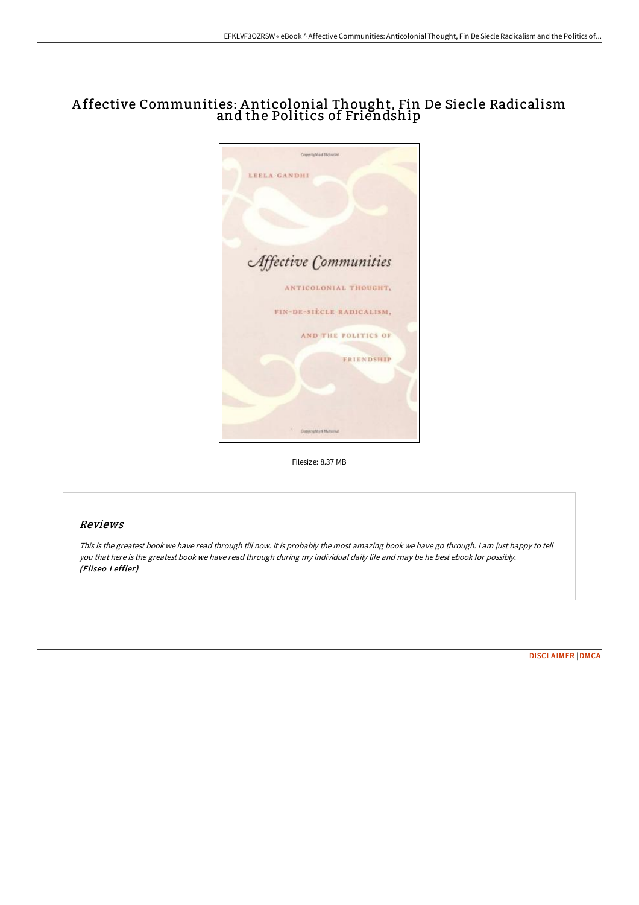# Affective Communities: Anticolonial Thought, Fin De Siecle Radicalism and the Politics of Friendship

Filesize: 8.37 MB

## Reviews

*This is the greatest book we have read through till now. It is probably the most amazing book we have go through. I am just happy to tell you that here is the greatest book we have read through during my individual daily life and may be he best ebook for possibly.*
***(Eliseo Leffler)***

[DISCLAIMER](#) | [DMCA](#)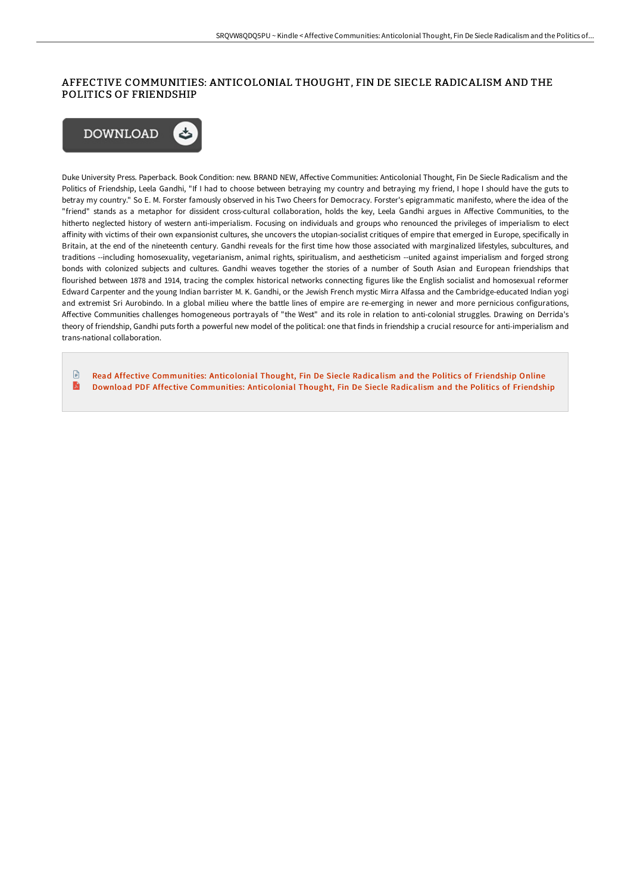# AFFECTIVE COMMUNITIES: ANTICOLONIAL THOUGHT, FIN DE SIECLE RADICALISM AND THE POLITICS OF FRIENDSHIP

DOWNLOAD

Duke University Press. Paperback. Book Condition: new. BRAND NEW, Affective Communities: Anticolonial Thought, Fin De Siecle Radicalism and the Politics of Friendship, Leela Gandhi, "If I had to choose between betraying my country and betraying my friend, I hope I should have the guts to betray my country." So E. M. Forster famously observed in his Two Cheers for Democracy. Forster's epigrammatic manifesto, where the idea of the "friend" stands as a metaphor for dissident cross-cultural collaboration, holds the key, Leela Gandhi argues in Affective Communities, to the hitherto neglected history of western anti-imperialism. Focusing on individuals and groups who renounced the privileges of imperialism to elect affinity with victims of their own expansionist cultures, she uncovers the utopian-socialist critiques of empire that emerged in Europe, specifically in Britain, at the end of the nineteenth century. Gandhi reveals for the first time how those associated with marginalized lifestyles, subcultures, and traditions --including homosexuality, vegetarianism, animal rights, spiritualism, and aestheticism --united against imperialism and forged strong bonds with colonized subjects and cultures. Gandhi weaves together the stories of a number of South Asian and European friendships that flourished between 1878 and 1914, tracing the complex historical networks connecting figures like the English socialist and homosexual reformer Edward Carpenter and the young Indian barrister M. K. Gandhi, or the Jewish French mystic Mirra Alfassa and the Cambridge-educated Indian yogi and extremist Sri Aurobindo. In a global milieu where the battle lines of empire are re-emerging in newer and more pernicious configurations, Affective Communities challenges homogeneous portrayals of "the West" and its role in relation to anti-colonial struggles. Drawing on Derrida's theory of friendship, Gandhi puts forth a powerful new model of the political: one that finds in friendship a crucial resource for anti-imperialism and trans-national collaboration.

Read Affective Communities: Anticolonial Thought, Fin De Siecle Radicalism and the Politics of Friendship Online
Download PDF Affective Communities: Anticolonial Thought, Fin De Siecle Radicalism and the Politics of Friendship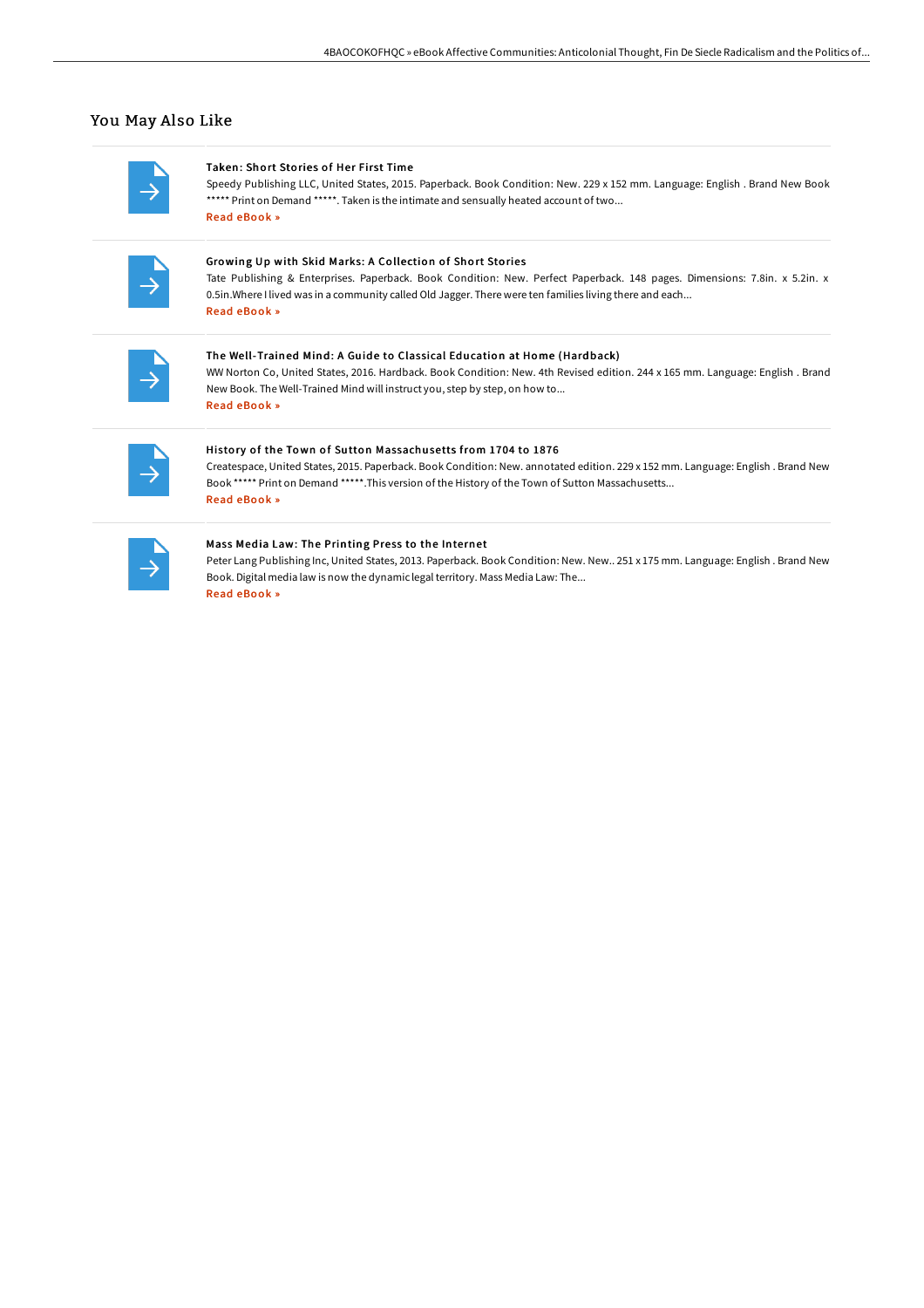## You May Also Like

### Taken: Short Stories of Her First Time

Speedy Publishing LLC, United States, 2015. Paperback. Book Condition: New. 229 x 152 mm. Language: English . Brand New Book ***** Print on Demand *****. Taken is the intimate and sensually heated account of two...

Read eBook »

### Growing Up with Skid Marks: A Collection of Short Stories

Tate Publishing & Enterprises. Paperback. Book Condition: New. Perfect Paperback. 148 pages. Dimensions: 7.8in. x 5.2in. x 0.5in.Where I lived was in a community called Old Jagger. There were ten families living there and each...

Read eBook »

### The Well-Trained Mind: A Guide to Classical Education at Home (Hardback)

WW Norton Co, United States, 2016. Hardback. Book Condition: New. 4th Revised edition. 244 x 165 mm. Language: English . Brand New Book. The Well-Trained Mind will instruct you, step by step, on how to...

Read eBook »

### History of the Town of Sutton Massachusetts from 1704 to 1876

Createspace, United States, 2015. Paperback. Book Condition: New. annotated edition. 229 x 152 mm. Language: English . Brand New Book ***** Print on Demand *****.This version of the History of the Town of Sutton Massachusetts...

Read eBook »

### Mass Media Law: The Printing Press to the Internet

Peter Lang Publishing Inc, United States, 2013. Paperback. Book Condition: New. New.. 251 x 175 mm. Language: English . Brand New Book. Digital media law is now the dynamic legal territory. Mass Media Law: The...

Read eBook »